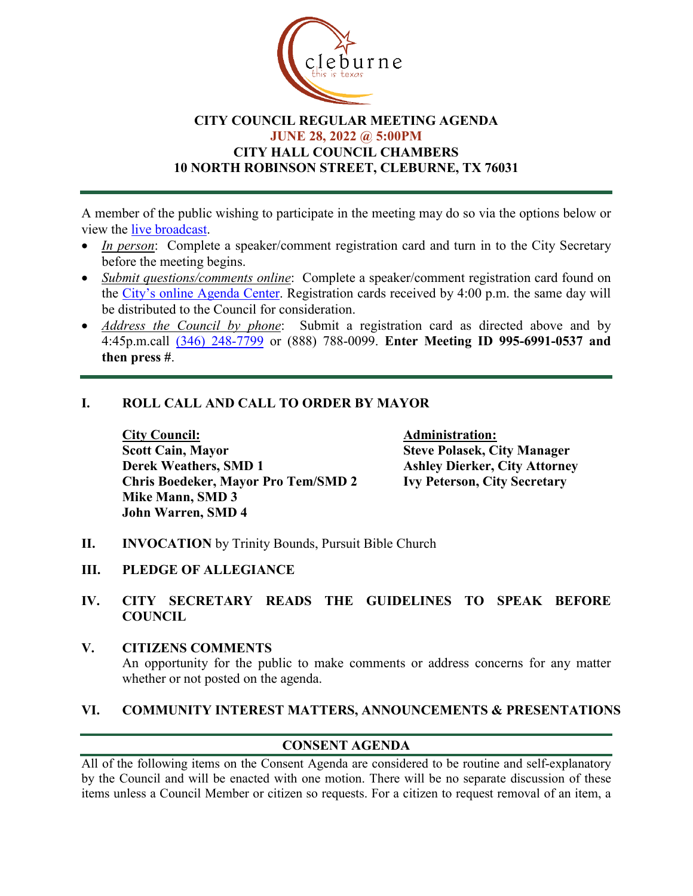# CITY COUNCIL REGULAR MEETING AGENDA

**JUNE 28, 2022 @ 5:00PM**

**CITY HALL COUNCIL CHAMBERS**

**10 NORTH ROBINSON STREET, CLEBURNE, TX 76031**

---

A member of the public wishing to participate in the meeting may do so via the options below or view the live broadcast.

- *In person*: Complete a speaker/comment registration card and turn in to the City Secretary before the meeting begins.
- *Submit questions/comments online*: Complete a speaker/comment registration card found on the City's online Agenda Center. Registration cards received by 4:00 p.m. the same day will be distributed to the Council for consideration.
- *Address the Council by phone*: Submit a registration card as directed above and by 4:45p.m.call (346) 248-7799 or (888) 788-0099. **Enter Meeting ID 995-6991-0537 and then press #**.

---

## I. ROLL CALL AND CALL TO ORDER BY MAYOR

**City Council:**
**Scott Cain, Mayor**
**Derek Weathers, SMD 1**
**Chris Boedeker, Mayor Pro Tem/SMD 2**
**Mike Mann, SMD 3**
**John Warren, SMD 4**

**Administration:**
**Steve Polasek, City Manager**
**Ashley Dierker, City Attorney**
**Ivy Peterson, City Secretary**

## II. INVOCATION by Trinity Bounds, Pursuit Bible Church

## III. PLEDGE OF ALLEGIANCE

## IV. CITY SECRETARY READS THE GUIDELINES TO SPEAK BEFORE COUNCIL

## V. CITIZENS COMMENTS

An opportunity for the public to make comments or address concerns for any matter whether or not posted on the agenda.

## VI. COMMUNITY INTEREST MATTERS, ANNOUNCEMENTS & PRESENTATIONS

---

## CONSENT AGENDA

All of the following items on the Consent Agenda are considered to be routine and self-explanatory by the Council and will be enacted with one motion. There will be no separate discussion of these items unless a Council Member or citizen so requests. For a citizen to request removal of an item, a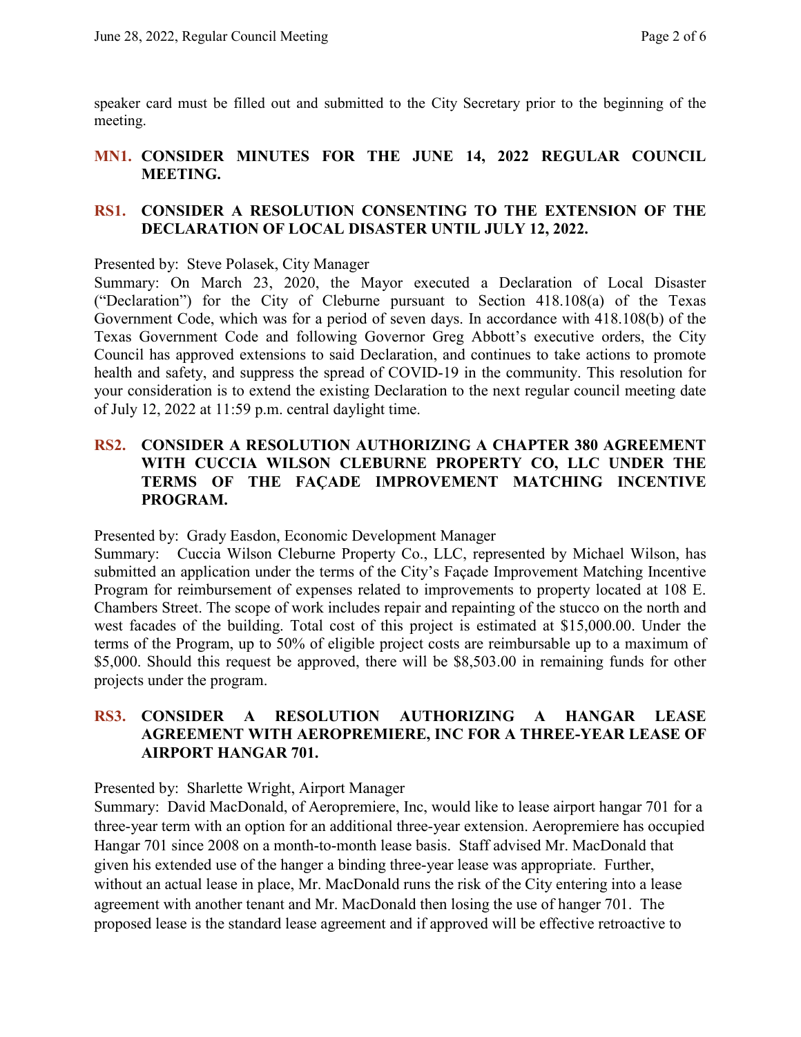speaker card must be filled out and submitted to the City Secretary prior to the beginning of the meeting.

**MN1. CONSIDER MINUTES FOR THE JUNE 14, 2022 REGULAR COUNCIL MEETING.**

**RS1. CONSIDER A RESOLUTION CONSENTING TO THE EXTENSION OF THE DECLARATION OF LOCAL DISASTER UNTIL JULY 12, 2022.**

Presented by: Steve Polasek, City Manager
Summary: On March 23, 2020, the Mayor executed a Declaration of Local Disaster ("Declaration") for the City of Cleburne pursuant to Section 418.108(a) of the Texas Government Code, which was for a period of seven days. In accordance with 418.108(b) of the Texas Government Code and following Governor Greg Abbott's executive orders, the City Council has approved extensions to said Declaration, and continues to take actions to promote health and safety, and suppress the spread of COVID-19 in the community. This resolution for your consideration is to extend the existing Declaration to the next regular council meeting date of July 12, 2022 at 11:59 p.m. central daylight time.

**RS2. CONSIDER A RESOLUTION AUTHORIZING A CHAPTER 380 AGREEMENT WITH CUCCIA WILSON CLEBURNE PROPERTY CO, LLC UNDER THE TERMS OF THE FAÇADE IMPROVEMENT MATCHING INCENTIVE PROGRAM.**

Presented by: Grady Easdon, Economic Development Manager
Summary: Cuccia Wilson Cleburne Property Co., LLC, represented by Michael Wilson, has submitted an application under the terms of the City's Façade Improvement Matching Incentive Program for reimbursement of expenses related to improvements to property located at 108 E. Chambers Street. The scope of work includes repair and repainting of the stucco on the north and west facades of the building. Total cost of this project is estimated at $15,000.00. Under the terms of the Program, up to 50% of eligible project costs are reimbursable up to a maximum of $5,000. Should this request be approved, there will be $8,503.00 in remaining funds for other projects under the program.

**RS3. CONSIDER A RESOLUTION AUTHORIZING A HANGAR LEASE AGREEMENT WITH AEROPREMIERE, INC FOR A THREE-YEAR LEASE OF AIRPORT HANGAR 701.**

Presented by: Sharlette Wright, Airport Manager
Summary: David MacDonald, of Aeropremiere, Inc, would like to lease airport hangar 701 for a three-year term with an option for an additional three-year extension. Aeropremiere has occupied Hangar 701 since 2008 on a month-to-month lease basis. Staff advised Mr. MacDonald that given his extended use of the hanger a binding three-year lease was appropriate. Further, without an actual lease in place, Mr. MacDonald runs the risk of the City entering into a lease agreement with another tenant and Mr. MacDonald then losing the use of hanger 701. The proposed lease is the standard lease agreement and if approved will be effective retroactive to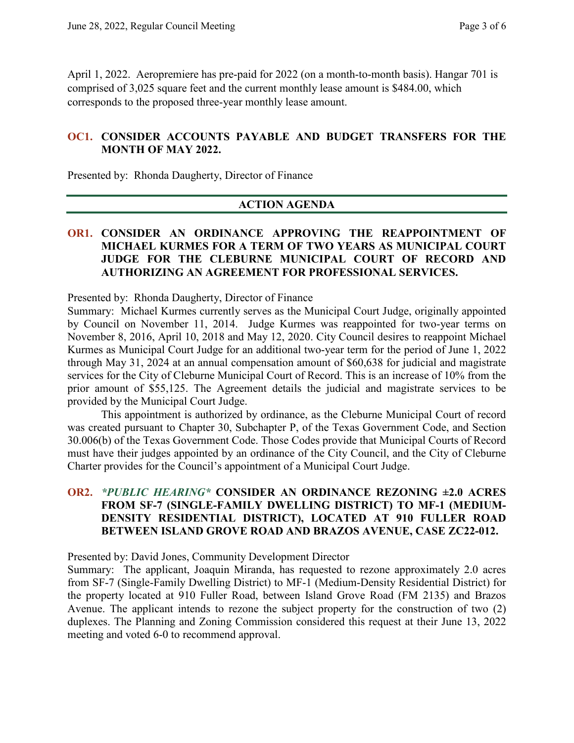April 1, 2022. Aeropremiere has pre-paid for 2022 (on a month-to-month basis). Hangar 701 is comprised of 3,025 square feet and the current monthly lease amount is $484.00, which corresponds to the proposed three-year monthly lease amount.

### OC1. CONSIDER ACCOUNTS PAYABLE AND BUDGET TRANSFERS FOR THE MONTH OF MAY 2022.

Presented by: Rhonda Daugherty, Director of Finance

## ACTION AGENDA

### OR1. CONSIDER AN ORDINANCE APPROVING THE REAPPOINTMENT OF MICHAEL KURMES FOR A TERM OF TWO YEARS AS MUNICIPAL COURT JUDGE FOR THE CLEBURNE MUNICIPAL COURT OF RECORD AND AUTHORIZING AN AGREEMENT FOR PROFESSIONAL SERVICES.

Presented by: Rhonda Daugherty, Director of Finance
Summary: Michael Kurmes currently serves as the Municipal Court Judge, originally appointed by Council on November 11, 2014. Judge Kurmes was reappointed for two-year terms on November 8, 2016, April 10, 2018 and May 12, 2020. City Council desires to reappoint Michael Kurmes as Municipal Court Judge for an additional two-year term for the period of June 1, 2022 through May 31, 2024 at an annual compensation amount of $60,638 for judicial and magistrate services for the City of Cleburne Municipal Court of Record. This is an increase of 10% from the prior amount of $55,125. The Agreement details the judicial and magistrate services to be provided by the Municipal Court Judge.

This appointment is authorized by ordinance, as the Cleburne Municipal Court of record was created pursuant to Chapter 30, Subchapter P, of the Texas Government Code, and Section 30.006(b) of the Texas Government Code. Those Codes provide that Municipal Courts of Record must have their judges appointed by an ordinance of the City Council, and the City of Cleburne Charter provides for the Council's appointment of a Municipal Court Judge.

### OR2. *\*PUBLIC HEARING\** CONSIDER AN ORDINANCE REZONING ±2.0 ACRES FROM SF-7 (SINGLE-FAMILY DWELLING DISTRICT) TO MF-1 (MEDIUM-DENSITY RESIDENTIAL DISTRICT), LOCATED AT 910 FULLER ROAD BETWEEN ISLAND GROVE ROAD AND BRAZOS AVENUE, CASE ZC22-012.

Presented by: David Jones, Community Development Director
Summary: The applicant, Joaquin Miranda, has requested to rezone approximately 2.0 acres from SF-7 (Single-Family Dwelling District) to MF-1 (Medium-Density Residential District) for the property located at 910 Fuller Road, between Island Grove Road (FM 2135) and Brazos Avenue. The applicant intends to rezone the subject property for the construction of two (2) duplexes. The Planning and Zoning Commission considered this request at their June 13, 2022 meeting and voted 6-0 to recommend approval.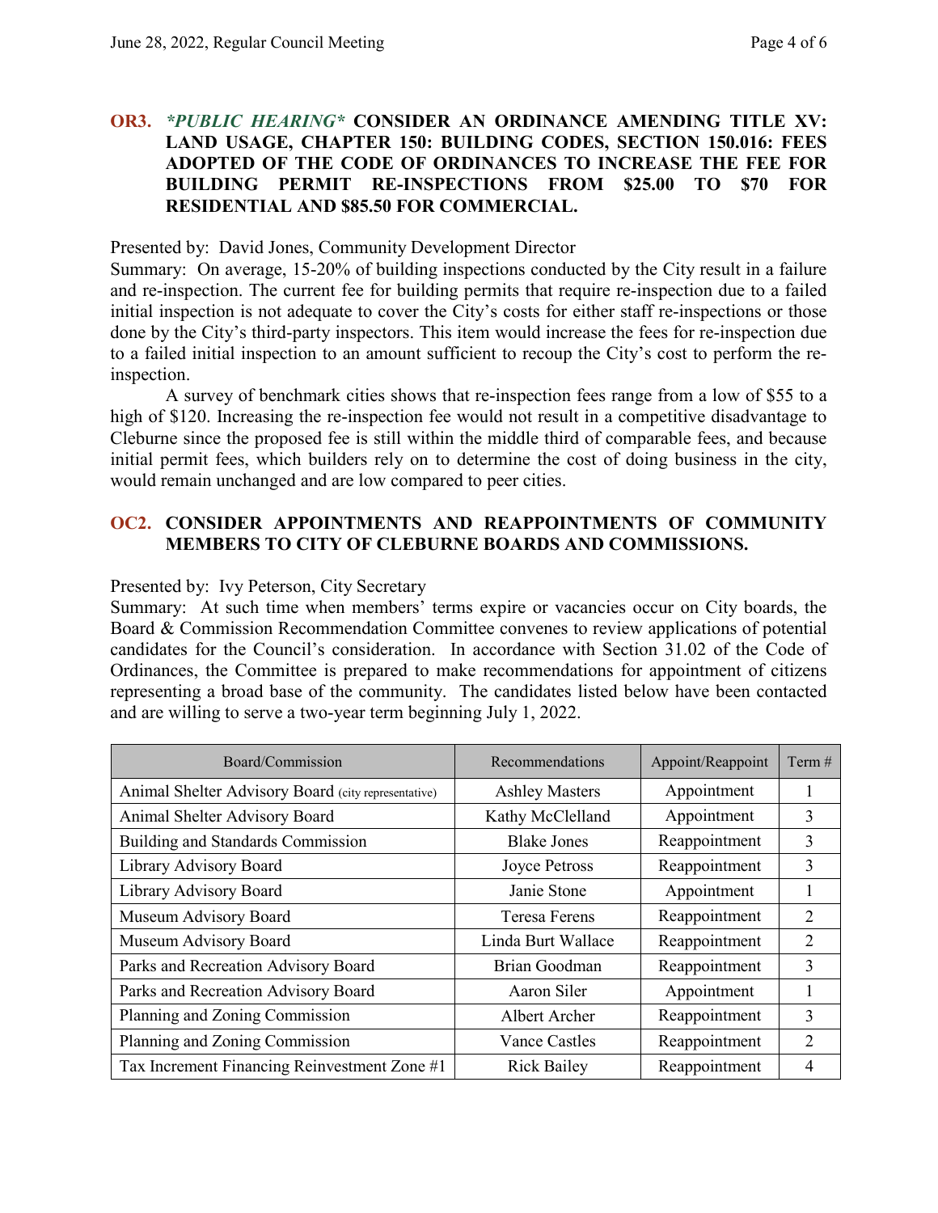### **OR3.** ***\*PUBLIC HEARING\**** **CONSIDER AN ORDINANCE AMENDING TITLE XV: LAND USAGE, CHAPTER 150: BUILDING CODES, SECTION 150.016: FEES ADOPTED OF THE CODE OF ORDINANCES TO INCREASE THE FEE FOR BUILDING PERMIT RE-INSPECTIONS FROM $25.00 TO $70 FOR RESIDENTIAL AND $85.50 FOR COMMERCIAL.**

Presented by: David Jones, Community Development Director

Summary: On average, 15-20% of building inspections conducted by the City result in a failure and re-inspection. The current fee for building permits that require re-inspection due to a failed initial inspection is not adequate to cover the City's costs for either staff re-inspections or those done by the City's third-party inspectors. This item would increase the fees for re-inspection due to a failed initial inspection to an amount sufficient to recoup the City's cost to perform the re-inspection.

A survey of benchmark cities shows that re-inspection fees range from a low of $55 to a high of $120. Increasing the re-inspection fee would not result in a competitive disadvantage to Cleburne since the proposed fee is still within the middle third of comparable fees, and because initial permit fees, which builders rely on to determine the cost of doing business in the city, would remain unchanged and are low compared to peer cities.

### **OC2.** **CONSIDER APPOINTMENTS AND REAPPOINTMENTS OF COMMUNITY MEMBERS TO CITY OF CLEBURNE BOARDS AND COMMISSIONS.**

Presented by: Ivy Peterson, City Secretary

Summary: At such time when members' terms expire or vacancies occur on City boards, the Board & Commission Recommendation Committee convenes to review applications of potential candidates for the Council's consideration. In accordance with Section 31.02 of the Code of Ordinances, the Committee is prepared to make recommendations for appointment of citizens representing a broad base of the community. The candidates listed below have been contacted and are willing to serve a two-year term beginning July 1, 2022.

| Board/Commission | Recommendations | Appoint/Reappoint | Term # |
|---|---|---|---|
| Animal Shelter Advisory Board (city representative) | Ashley Masters | Appointment | 1 |
| Animal Shelter Advisory Board | Kathy McClelland | Appointment | 3 |
| Building and Standards Commission | Blake Jones | Reappointment | 3 |
| Library Advisory Board | Joyce Petross | Reappointment | 3 |
| Library Advisory Board | Janie Stone | Appointment | 1 |
| Museum Advisory Board | Teresa Ferens | Reappointment | 2 |
| Museum Advisory Board | Linda Burt Wallace | Reappointment | 2 |
| Parks and Recreation Advisory Board | Brian Goodman | Reappointment | 3 |
| Parks and Recreation Advisory Board | Aaron Siler | Appointment | 1 |
| Planning and Zoning Commission | Albert Archer | Reappointment | 3 |
| Planning and Zoning Commission | Vance Castles | Reappointment | 2 |
| Tax Increment Financing Reinvestment Zone #1 | Rick Bailey | Reappointment | 4 |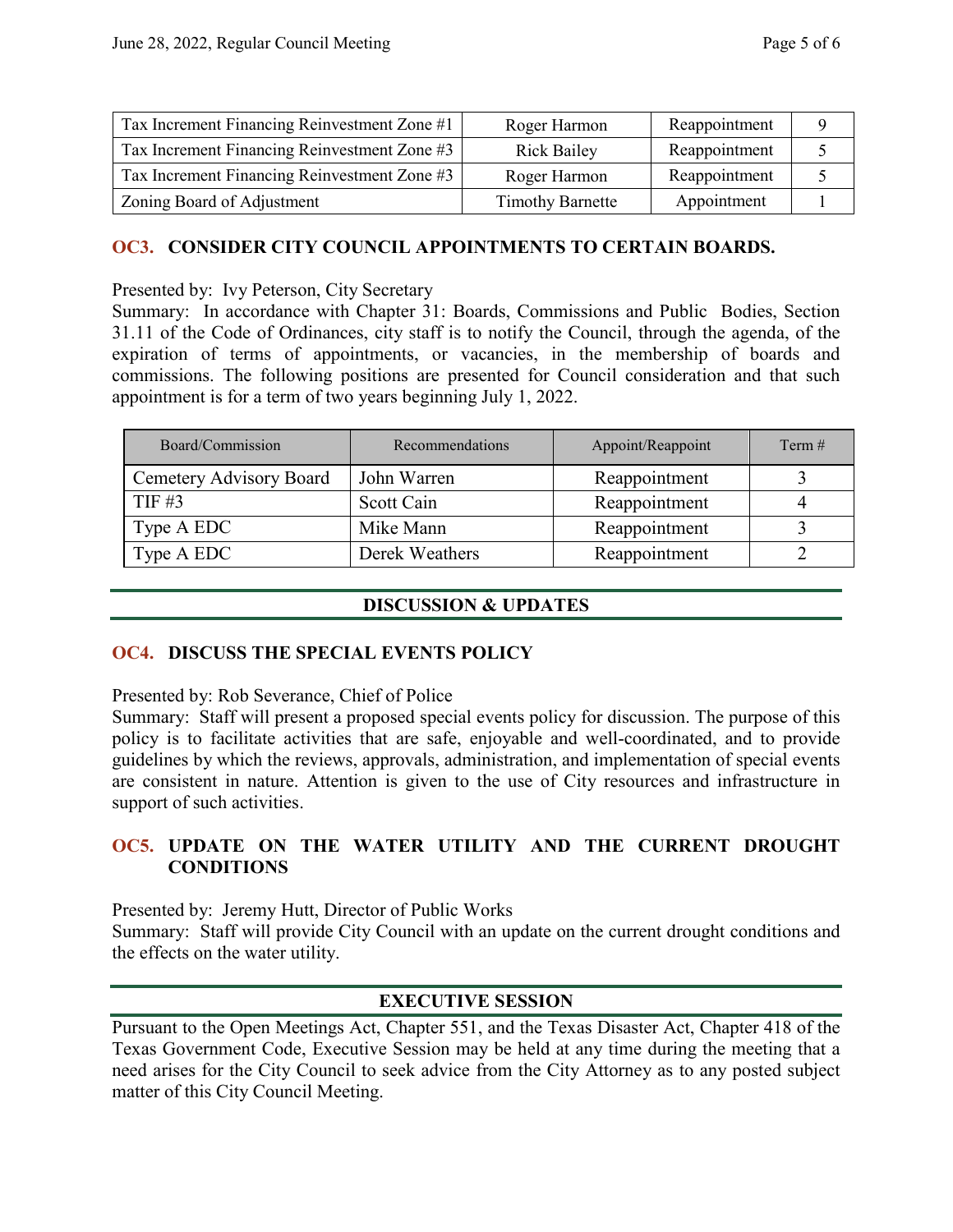| Tax Increment Financing Reinvestment Zone #1 | Roger Harmon | Reappointment | 9 |
|---|---|---|---|
| Tax Increment Financing Reinvestment Zone #3 | Rick Bailey | Reappointment | 5 |
| Tax Increment Financing Reinvestment Zone #3 | Roger Harmon | Reappointment | 5 |
| Zoning Board of Adjustment | Timothy Barnette | Appointment | 1 |

### OC3. CONSIDER CITY COUNCIL APPOINTMENTS TO CERTAIN BOARDS.

Presented by: Ivy Peterson, City Secretary
Summary: In accordance with Chapter 31: Boards, Commissions and Public Bodies, Section 31.11 of the Code of Ordinances, city staff is to notify the Council, through the agenda, of the expiration of terms of appointments, or vacancies, in the membership of boards and commissions. The following positions are presented for Council consideration and that such appointment is for a term of two years beginning July 1, 2022.

| Board/Commission | Recommendations | Appoint/Reappoint | Term # |
|---|---|---|---|
| Cemetery Advisory Board | John Warren | Reappointment | 3 |
| TIF #3 | Scott Cain | Reappointment | 4 |
| Type A EDC | Mike Mann | Reappointment | 3 |
| Type A EDC | Derek Weathers | Reappointment | 2 |

## DISCUSSION & UPDATES

### OC4. DISCUSS THE SPECIAL EVENTS POLICY

Presented by: Rob Severance, Chief of Police
Summary: Staff will present a proposed special events policy for discussion. The purpose of this policy is to facilitate activities that are safe, enjoyable and well-coordinated, and to provide guidelines by which the reviews, approvals, administration, and implementation of special events are consistent in nature. Attention is given to the use of City resources and infrastructure in support of such activities.

### OC5. UPDATE ON THE WATER UTILITY AND THE CURRENT DROUGHT CONDITIONS

Presented by: Jeremy Hutt, Director of Public Works
Summary: Staff will provide City Council with an update on the current drought conditions and the effects on the water utility.

## EXECUTIVE SESSION

Pursuant to the Open Meetings Act, Chapter 551, and the Texas Disaster Act, Chapter 418 of the Texas Government Code, Executive Session may be held at any time during the meeting that a need arises for the City Council to seek advice from the City Attorney as to any posted subject matter of this City Council Meeting.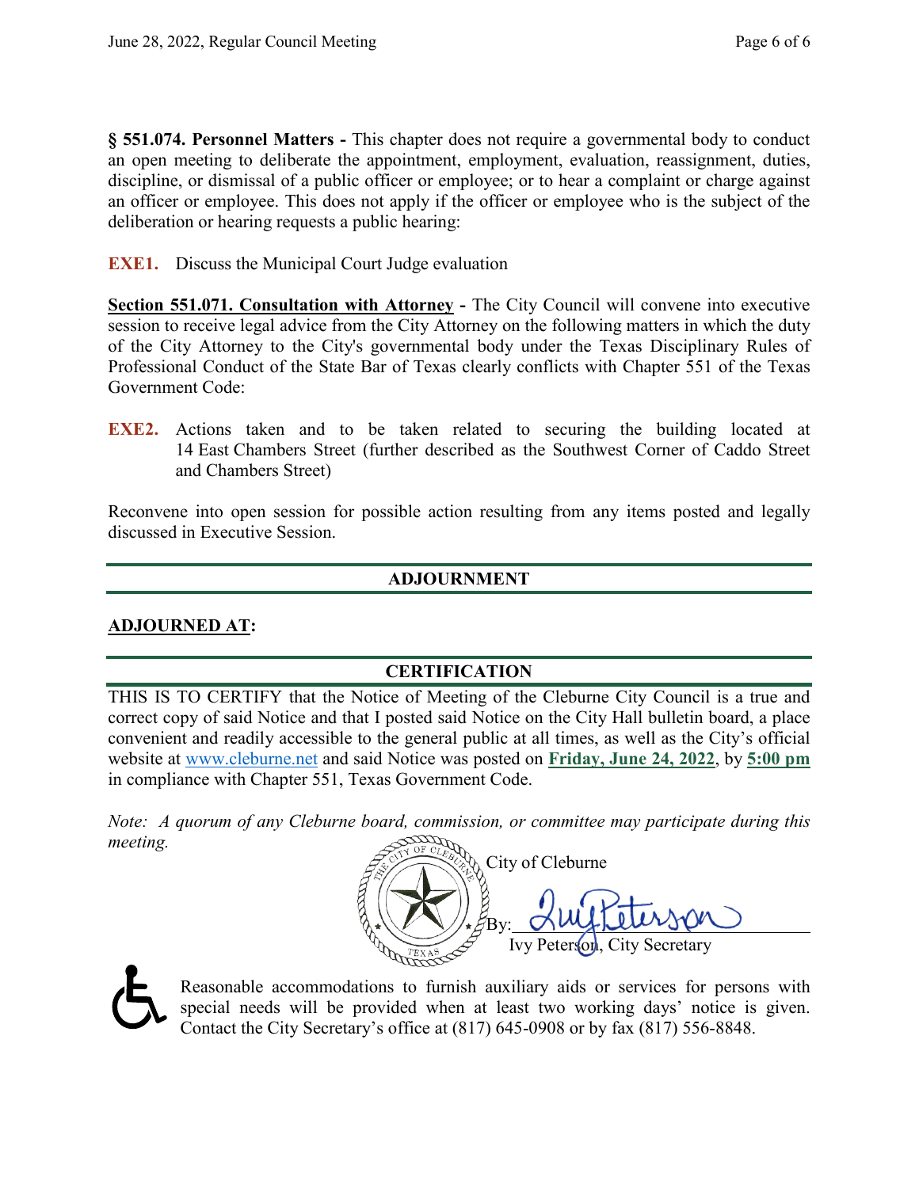**§ 551.074. Personnel Matters -** This chapter does not require a governmental body to conduct an open meeting to deliberate the appointment, employment, evaluation, reassignment, duties, discipline, or dismissal of a public officer or employee; or to hear a complaint or charge against an officer or employee. This does not apply if the officer or employee who is the subject of the deliberation or hearing requests a public hearing:

**EXE1.** Discuss the Municipal Court Judge evaluation

**Section 551.071. Consultation with Attorney -** The City Council will convene into executive session to receive legal advice from the City Attorney on the following matters in which the duty of the City Attorney to the City's governmental body under the Texas Disciplinary Rules of Professional Conduct of the State Bar of Texas clearly conflicts with Chapter 551 of the Texas Government Code:

**EXE2.** Actions taken and to be taken related to securing the building located at 14 East Chambers Street (further described as the Southwest Corner of Caddo Street and Chambers Street)

Reconvene into open session for possible action resulting from any items posted and legally discussed in Executive Session.

## ADJOURNMENT

**ADJOURNED AT:**

## CERTIFICATION

THIS IS TO CERTIFY that the Notice of Meeting of the Cleburne City Council is a true and correct copy of said Notice and that I posted said Notice on the City Hall bulletin board, a place convenient and readily accessible to the general public at all times, as well as the City's official website at www.cleburne.net and said Notice was posted on **Friday, June 24, 2022**, by **5:00 pm** in compliance with Chapter 551, Texas Government Code.

*Note: A quorum of any Cleburne board, commission, or committee may participate during this meeting.*

City of Cleburne

By: Ivy Peterson

Ivy Peterson, City Secretary

Reasonable accommodations to furnish auxiliary aids or services for persons with special needs will be provided when at least two working days' notice is given. Contact the City Secretary's office at (817) 645-0908 or by fax (817) 556-8848.